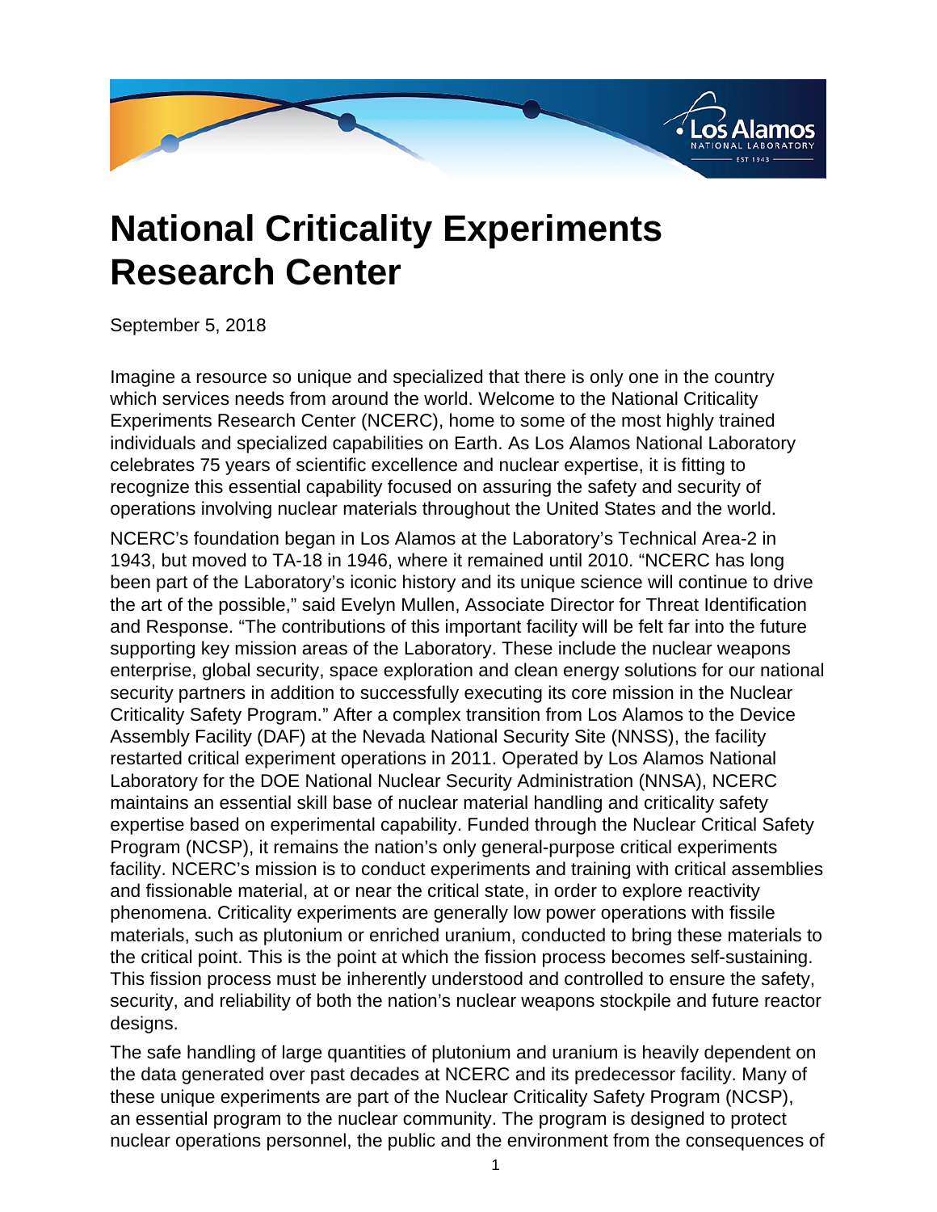# National Criticality Experiments Research Center

September 5, 2018

Imagine a resource so unique and specialized that there is only one in the country which services needs from around the world. Welcome to the National Criticality Experiments Research Center (NCERC), home to some of the most highly trained individuals and specialized capabilities on Earth. As Los Alamos National Laboratory celebrates 75 years of scientific excellence and nuclear expertise, it is fitting to recognize this essential capability focused on assuring the safety and security of operations involving nuclear materials throughout the United States and the world.

NCERC's foundation began in Los Alamos at the Laboratory's Technical Area-2 in 1943, but moved to TA-18 in 1946, where it remained until 2010. "NCERC has long been part of the Laboratory's iconic history and its unique science will continue to drive the art of the possible," said Evelyn Mullen, Associate Director for Threat Identification and Response. "The contributions of this important facility will be felt far into the future supporting key mission areas of the Laboratory. These include the nuclear weapons enterprise, global security, space exploration and clean energy solutions for our national security partners in addition to successfully executing its core mission in the Nuclear Criticality Safety Program." After a complex transition from Los Alamos to the Device Assembly Facility (DAF) at the Nevada National Security Site (NNSS), the facility restarted critical experiment operations in 2011. Operated by Los Alamos National Laboratory for the DOE National Nuclear Security Administration (NNSA), NCERC maintains an essential skill base of nuclear material handling and criticality safety expertise based on experimental capability. Funded through the Nuclear Critical Safety Program (NCSP), it remains the nation's only general-purpose critical experiments facility. NCERC's mission is to conduct experiments and training with critical assemblies and fissionable material, at or near the critical state, in order to explore reactivity phenomena. Criticality experiments are generally low power operations with fissile materials, such as plutonium or enriched uranium, conducted to bring these materials to the critical point. This is the point at which the fission process becomes self-sustaining. This fission process must be inherently understood and controlled to ensure the safety, security, and reliability of both the nation's nuclear weapons stockpile and future reactor designs.

The safe handling of large quantities of plutonium and uranium is heavily dependent on the data generated over past decades at NCERC and its predecessor facility. Many of these unique experiments are part of the Nuclear Criticality Safety Program (NCSP), an essential program to the nuclear community. The program is designed to protect nuclear operations personnel, the public and the environment from the consequences of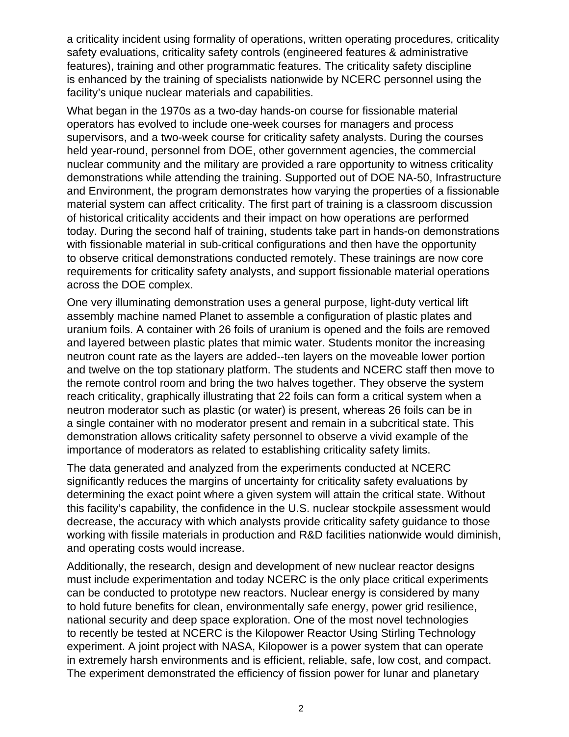a criticality incident using formality of operations, written operating procedures, criticality safety evaluations, criticality safety controls (engineered features & administrative features), training and other programmatic features. The criticality safety discipline is enhanced by the training of specialists nationwide by NCERC personnel using the facility's unique nuclear materials and capabilities.

What began in the 1970s as a two-day hands-on course for fissionable material operators has evolved to include one-week courses for managers and process supervisors, and a two-week course for criticality safety analysts. During the courses held year-round, personnel from DOE, other government agencies, the commercial nuclear community and the military are provided a rare opportunity to witness criticality demonstrations while attending the training. Supported out of DOE NA-50, Infrastructure and Environment, the program demonstrates how varying the properties of a fissionable material system can affect criticality. The first part of training is a classroom discussion of historical criticality accidents and their impact on how operations are performed today. During the second half of training, students take part in hands-on demonstrations with fissionable material in sub-critical configurations and then have the opportunity to observe critical demonstrations conducted remotely. These trainings are now core requirements for criticality safety analysts, and support fissionable material operations across the DOE complex.

One very illuminating demonstration uses a general purpose, light-duty vertical lift assembly machine named Planet to assemble a configuration of plastic plates and uranium foils. A container with 26 foils of uranium is opened and the foils are removed and layered between plastic plates that mimic water. Students monitor the increasing neutron count rate as the layers are added--ten layers on the moveable lower portion and twelve on the top stationary platform. The students and NCERC staff then move to the remote control room and bring the two halves together. They observe the system reach criticality, graphically illustrating that 22 foils can form a critical system when a neutron moderator such as plastic (or water) is present, whereas 26 foils can be in a single container with no moderator present and remain in a subcritical state. This demonstration allows criticality safety personnel to observe a vivid example of the importance of moderators as related to establishing criticality safety limits.

The data generated and analyzed from the experiments conducted at NCERC significantly reduces the margins of uncertainty for criticality safety evaluations by determining the exact point where a given system will attain the critical state. Without this facility's capability, the confidence in the U.S. nuclear stockpile assessment would decrease, the accuracy with which analysts provide criticality safety guidance to those working with fissile materials in production and R&D facilities nationwide would diminish, and operating costs would increase.

Additionally, the research, design and development of new nuclear reactor designs must include experimentation and today NCERC is the only place critical experiments can be conducted to prototype new reactors. Nuclear energy is considered by many to hold future benefits for clean, environmentally safe energy, power grid resilience, national security and deep space exploration. One of the most novel technologies to recently be tested at NCERC is the Kilopower Reactor Using Stirling Technology experiment. A joint project with NASA, Kilopower is a power system that can operate in extremely harsh environments and is efficient, reliable, safe, low cost, and compact. The experiment demonstrated the efficiency of fission power for lunar and planetary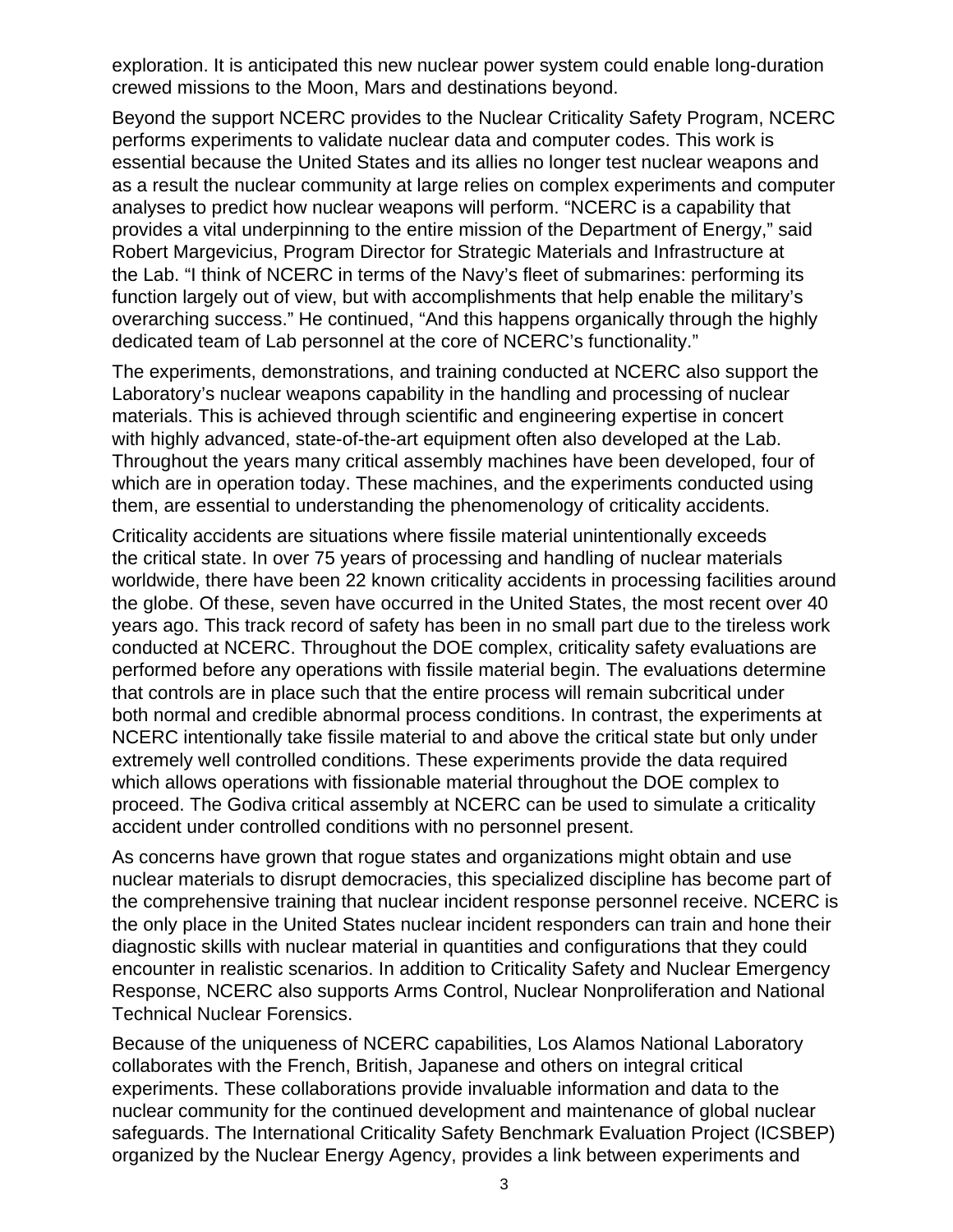exploration. It is anticipated this new nuclear power system could enable long-duration crewed missions to the Moon, Mars and destinations beyond.

Beyond the support NCERC provides to the Nuclear Criticality Safety Program, NCERC performs experiments to validate nuclear data and computer codes. This work is essential because the United States and its allies no longer test nuclear weapons and as a result the nuclear community at large relies on complex experiments and computer analyses to predict how nuclear weapons will perform. "NCERC is a capability that provides a vital underpinning to the entire mission of the Department of Energy," said Robert Margevicius, Program Director for Strategic Materials and Infrastructure at the Lab. "I think of NCERC in terms of the Navy's fleet of submarines: performing its function largely out of view, but with accomplishments that help enable the military's overarching success." He continued, "And this happens organically through the highly dedicated team of Lab personnel at the core of NCERC's functionality."

The experiments, demonstrations, and training conducted at NCERC also support the Laboratory's nuclear weapons capability in the handling and processing of nuclear materials. This is achieved through scientific and engineering expertise in concert with highly advanced, state-of-the-art equipment often also developed at the Lab. Throughout the years many critical assembly machines have been developed, four of which are in operation today. These machines, and the experiments conducted using them, are essential to understanding the phenomenology of criticality accidents.

Criticality accidents are situations where fissile material unintentionally exceeds the critical state. In over 75 years of processing and handling of nuclear materials worldwide, there have been 22 known criticality accidents in processing facilities around the globe. Of these, seven have occurred in the United States, the most recent over 40 years ago. This track record of safety has been in no small part due to the tireless work conducted at NCERC. Throughout the DOE complex, criticality safety evaluations are performed before any operations with fissile material begin. The evaluations determine that controls are in place such that the entire process will remain subcritical under both normal and credible abnormal process conditions. In contrast, the experiments at NCERC intentionally take fissile material to and above the critical state but only under extremely well controlled conditions. These experiments provide the data required which allows operations with fissionable material throughout the DOE complex to proceed. The Godiva critical assembly at NCERC can be used to simulate a criticality accident under controlled conditions with no personnel present.

As concerns have grown that rogue states and organizations might obtain and use nuclear materials to disrupt democracies, this specialized discipline has become part of the comprehensive training that nuclear incident response personnel receive. NCERC is the only place in the United States nuclear incident responders can train and hone their diagnostic skills with nuclear material in quantities and configurations that they could encounter in realistic scenarios. In addition to Criticality Safety and Nuclear Emergency Response, NCERC also supports Arms Control, Nuclear Nonproliferation and National Technical Nuclear Forensics.

Because of the uniqueness of NCERC capabilities, Los Alamos National Laboratory collaborates with the French, British, Japanese and others on integral critical experiments. These collaborations provide invaluable information and data to the nuclear community for the continued development and maintenance of global nuclear safeguards. The International Criticality Safety Benchmark Evaluation Project (ICSBEP) organized by the Nuclear Energy Agency, provides a link between experiments and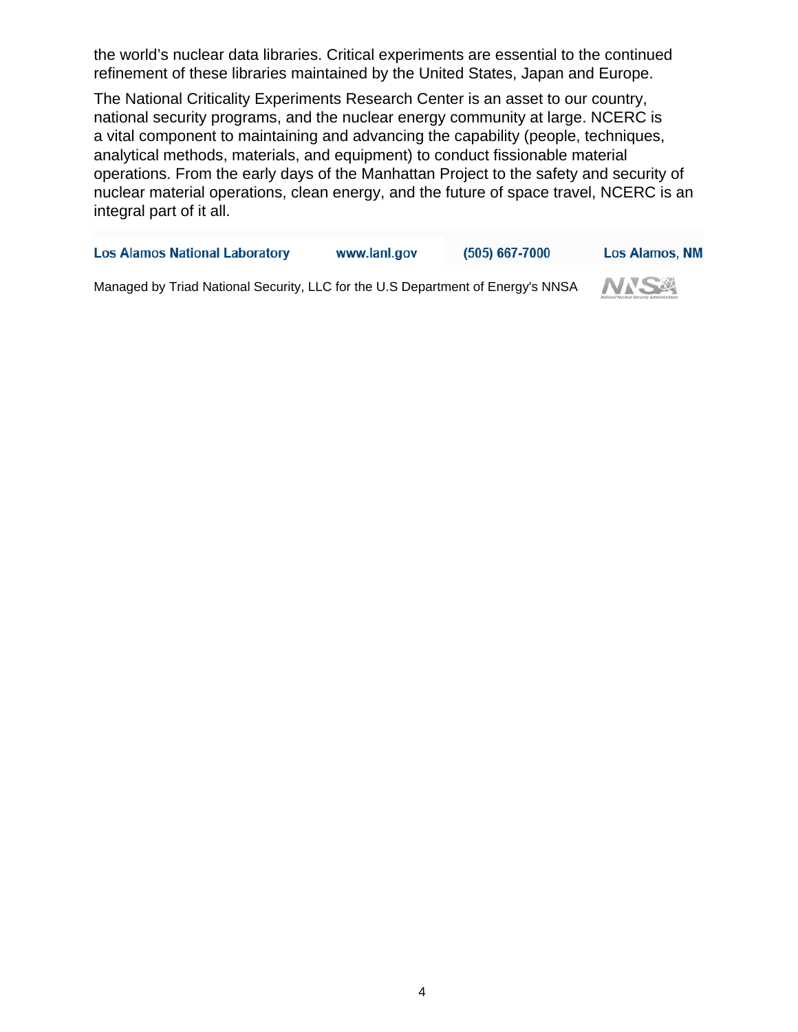the world's nuclear data libraries. Critical experiments are essential to the continued refinement of these libraries maintained by the United States, Japan and Europe.

The National Criticality Experiments Research Center is an asset to our country, national security programs, and the nuclear energy community at large. NCERC is a vital component to maintaining and advancing the capability (people, techniques, analytical methods, materials, and equipment) to conduct fissionable material operations. From the early days of the Manhattan Project to the safety and security of nuclear material operations, clean energy, and the future of space travel, NCERC is an integral part of it all.

**Los Alamos National Laboratory** **www.lanl.gov** **(505) 667-7000** **Los Alamos, NM**

Managed by Triad National Security, LLC for the U.S Department of Energy's NNSA